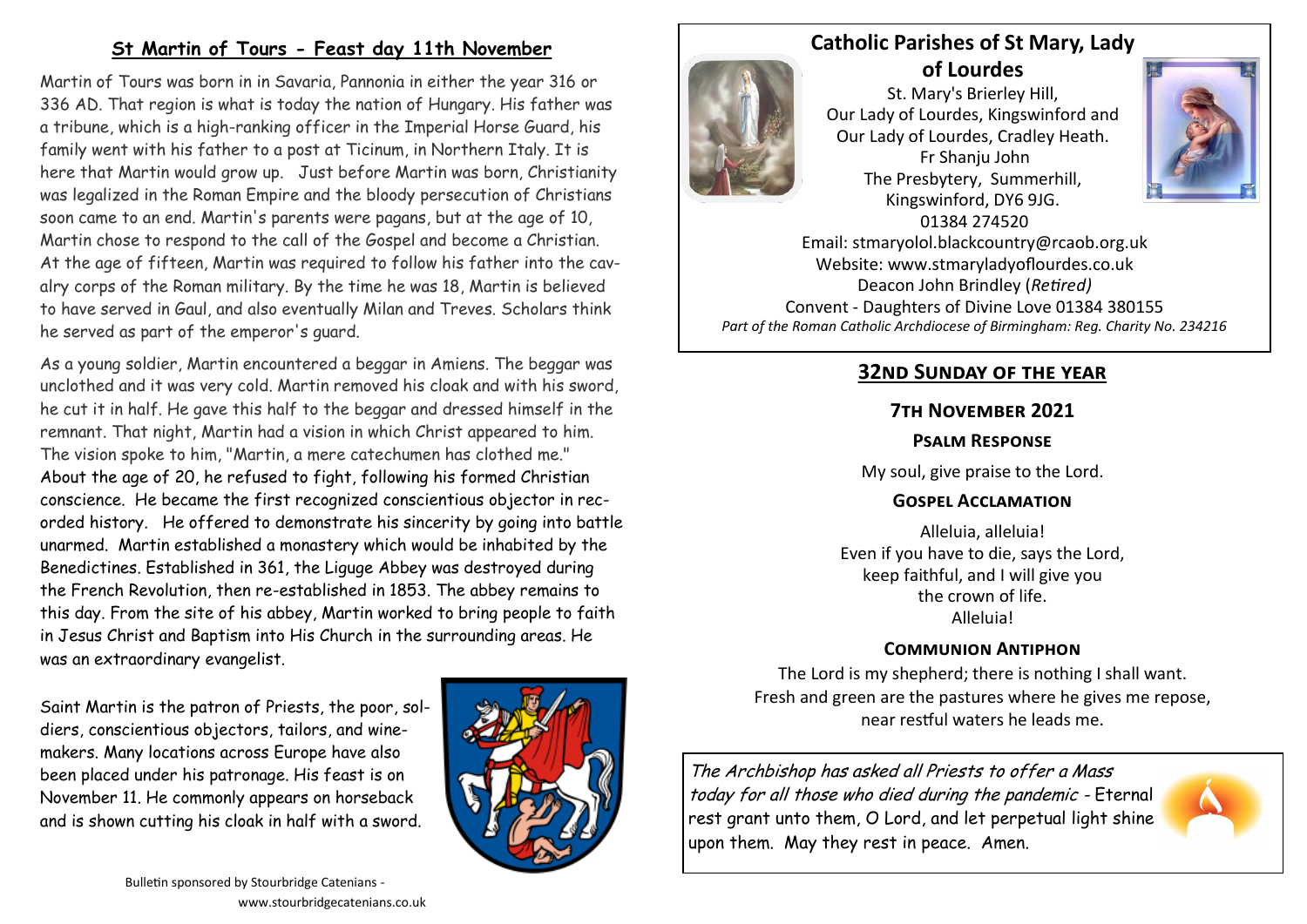## St Martin of Tours - Feast day 11th November

Martin of Tours was born in in Savaria, Pannonia in either the year 316 or 336 AD. That region is what is today the nation of Hungary. His father was a tribune, which is a high-ranking officer in the Imperial Horse Guard, his family went with his father to a post at Ticinum, in Northern Italy. It is here that Martin would grow up. Just before Martin was born, Christianity was legalized in the Roman Empire and the bloody persecution of Christians soon came to an end. Martin's parents were pagans, but at the age of 10, Martin chose to respond to the call of the Gospel and become a Christian. At the age of fifteen, Martin was required to follow his father into the cavalry corps of the Roman military. By the time he was 18, Martin is believed to have served in Gaul, and also eventually Milan and Treves. Scholars think he served as part of the emperor's guard.

As a young soldier, Martin encountered a beggar in Amiens. The beggar was unclothed and it was very cold. Martin removed his cloak and with his sword, he cut it in half. He gave this half to the beggar and dressed himself in the remnant. That night, Martin had a vision in which Christ appeared to him. The vision spoke to him, "Martin, a mere catechumen has clothed me." About the age of 20, he refused to fight, following his formed Christian conscience. He became the first recognized conscientious objector in recorded history. He offered to demonstrate his sincerity by going into battle unarmed. Martin established a monastery which would be inhabited by the Benedictines. Established in 361, the Liguge Abbey was destroyed during the French Revolution, then re-established in 1853. The abbey remains to this day. From the site of his abbey, Martin worked to bring people to faith in Jesus Christ and Baptism into His Church in the surrounding areas. He was an extraordinary evangelist.

Saint Martin is the patron of Priests, the poor, soldiers, conscientious objectors, tailors, and winemakers. Many locations across Europe have also been placed under his patronage. His feast is on November 11. He commonly appears on horseback and is shown cutting his cloak in half with a sword.

Bulletin sponsored by Stourbridge Catenians - www.stourbridgecatenians.co.uk

# Catholic Parishes of St Mary, Lady of Lourdes

St. Mary's Brierley Hill,
Our Lady of Lourdes, Kingswinford and
Our Lady of Lourdes, Cradley Heath.
Fr Shanju John
The Presbytery, Summerhill,
Kingswinford, DY6 9JG.
01384 274520
Email: stmaryolol.blackcountry@rcaob.org.uk
Website: www.stmaryladyoflourdes.co.uk
Deacon John Brindley (*Retired)*
Convent - Daughters of Divine Love 01384 380155
*Part of the Roman Catholic Archdiocese of Birmingham: Reg. Charity No. 234216*

## 32nd Sunday of the year

### 7th November 2021

### Psalm Response

My soul, give praise to the Lord.

### Gospel Acclamation

Alleluia, alleluia!
Even if you have to die, says the Lord,
keep faithful, and I will give you
the crown of life.
Alleluia!

### Communion Antiphon

The Lord is my shepherd; there is nothing I shall want.
Fresh and green are the pastures where he gives me repose,
near restful waters he leads me.

*The Archbishop has asked all Priests to offer a Mass today for all those who died during the pandemic* - Eternal rest grant unto them, O Lord, and let perpetual light shine upon them. May they rest in peace. Amen.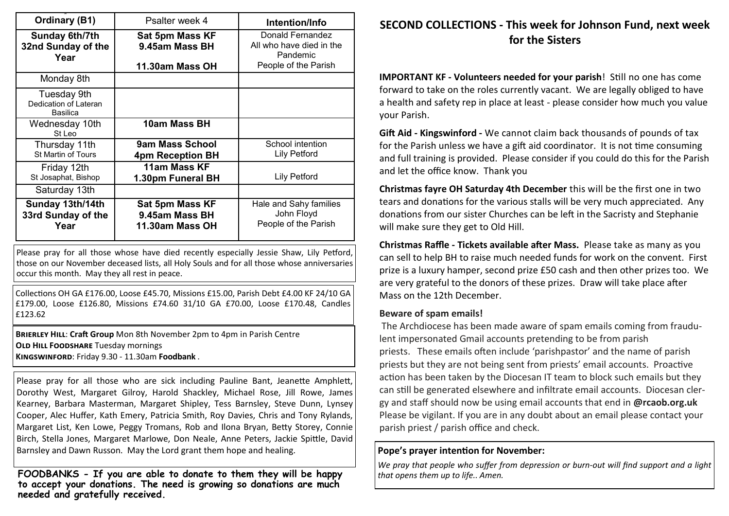| Ordinary (B1) | Psalter week 4 | Intention/Info |
|---|---|---|
| **Sunday 6th/7th 32nd Sunday of the Year** | **Sat 5pm Mass KF 9.45am Mass BH 11.30am Mass OH** | Donald Fernandez All who have died in the Pandemic People of the Parish |
| Monday 8th | | |
| Tuesday 9th Dedication of Lateran Basilica | | |
| Wednesday 10th St Leo | **10am Mass BH** | |
| Thursday 11th St Martin of Tours | **9am Mass School 4pm Reception BH** | School intention Lily Petford |
| Friday 12th St Josaphat, Bishop | **11am Mass KF 1.30pm Funeral BH** | Lily Petford |
| Saturday 13th | | |
| **Sunday 13th/14th 33rd Sunday of the Year** | **Sat 5pm Mass KF 9.45am Mass BH 11.30am Mass OH** | Hale and Sahy families John Floyd People of the Parish |

Please pray for all those whose have died recently especially Jessie Shaw, Lily Petford, those on our November deceased lists, all Holy Souls and for all those whose anniversaries occur this month. May they all rest in peace.

Collections OH GA £176.00, Loose £45.70, Missions £15.00, Parish Debt £4.00 KF 24/10 GA £179.00, Loose £126.80, Missions £74.60 31/10 GA £70.00, Loose £170.48, Candles £123.62

**BRIERLEY HILL**: **Craft Group** Mon 8th November 2pm to 4pm in Parish Centre
**OLD HILL FOODSHARE** Tuesday mornings
**KINGSWINFORD**: Friday 9.30 - 11.30am **Foodbank** .

Please pray for all those who are sick including Pauline Bant, Jeanette Amphlett, Dorothy West, Margaret Gilroy, Harold Shackley, Michael Rose, Jill Rowe, James Kearney, Barbara Masterman, Margaret Shipley, Tess Barnsley, Steve Dunn, Lynsey Cooper, Alec Huffer, Kath Emery, Patricia Smith, Roy Davies, Chris and Tony Rylands, Margaret List, Ken Lowe, Peggy Tromans, Rob and Ilona Bryan, Betty Storey, Connie Birch, Stella Jones, Margaret Marlowe, Don Neale, Anne Peters, Jackie Spittle, David Barnsley and Dawn Russon. May the Lord grant them hope and healing.

**FOODBANKS - If you are able to donate to them they will be happy to accept your donations. The need is growing so donations are much needed and gratefully received.**

## SECOND COLLECTIONS - This week for Johnson Fund, next week for the Sisters

**IMPORTANT KF - Volunteers needed for your parish**! Still no one has come forward to take on the roles currently vacant. We are legally obliged to have a health and safety rep in place at least - please consider how much you value your Parish.

**Gift Aid - Kingswinford -** We cannot claim back thousands of pounds of tax for the Parish unless we have a gift aid coordinator. It is not time consuming and full training is provided. Please consider if you could do this for the Parish and let the office know. Thank you

**Christmas fayre OH Saturday 4th December** this will be the first one in two tears and donations for the various stalls will be very much appreciated. Any donations from our sister Churches can be left in the Sacristy and Stephanie will make sure they get to Old Hill.

**Christmas Raffle - Tickets available after Mass.** Please take as many as you can sell to help BH to raise much needed funds for work on the convent. First prize is a luxury hamper, second prize £50 cash and then other prizes too. We are very grateful to the donors of these prizes. Draw will take place after Mass on the 12th December.

**Beware of spam emails!**

The Archdiocese has been made aware of spam emails coming from fraudulent impersonated Gmail accounts pretending to be from parish priests. These emails often include 'parishpastor' and the name of parish priests but they are not being sent from priests' email accounts. Proactive action has been taken by the Diocesan IT team to block such emails but they can still be generated elsewhere and infiltrate email accounts. Diocesan clergy and staff should now be using email accounts that end in **@rcaob.org.uk** Please be vigilant. If you are in any doubt about an email please contact your parish priest / parish office and check.

**Pope's prayer intention for November:**

*We pray that people who suffer from depression or burn-out will find support and a light that opens them up to life.. Amen.*